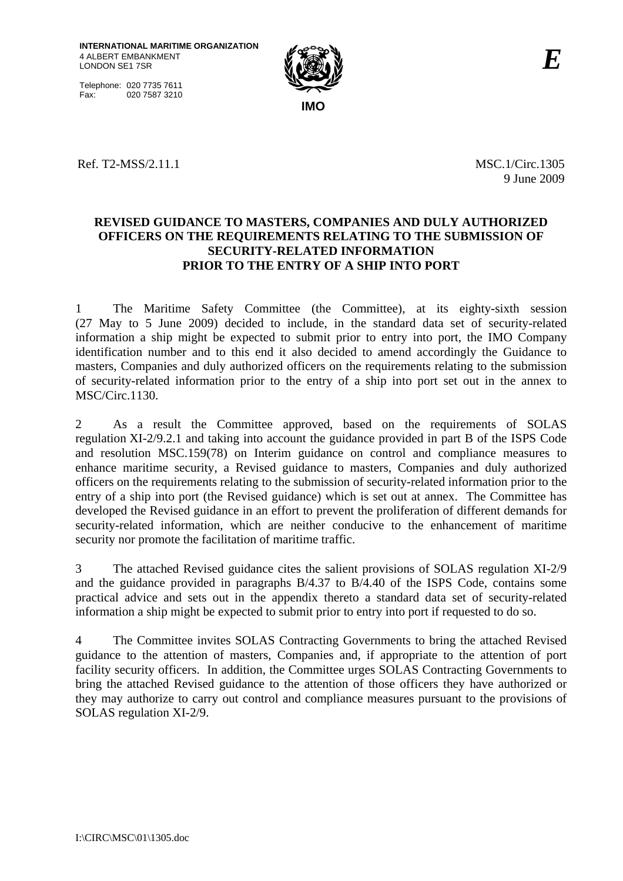**INTERNATIONAL MARITIME ORGANIZATION**
4 ALBERT EMBANKMENT
LONDON SE1 7SR

Telephone: 020 7735 7611
Fax: 020 7587 3210

**IMO**

***E***

Ref. T2-MSS/2.11.1

MSC.1/Circ.1305
9 June 2009

**REVISED GUIDANCE TO MASTERS, COMPANIES AND DULY AUTHORIZED OFFICERS ON THE REQUIREMENTS RELATING TO THE SUBMISSION OF SECURITY-RELATED INFORMATION PRIOR TO THE ENTRY OF A SHIP INTO PORT**

1 The Maritime Safety Committee (the Committee), at its eighty-sixth session (27 May to 5 June 2009) decided to include, in the standard data set of security-related information a ship might be expected to submit prior to entry into port, the IMO Company identification number and to this end it also decided to amend accordingly the Guidance to masters, Companies and duly authorized officers on the requirements relating to the submission of security-related information prior to the entry of a ship into port set out in the annex to MSC/Circ.1130.

2 As a result the Committee approved, based on the requirements of SOLAS regulation XI-2/9.2.1 and taking into account the guidance provided in part B of the ISPS Code and resolution MSC.159(78) on Interim guidance on control and compliance measures to enhance maritime security, a Revised guidance to masters, Companies and duly authorized officers on the requirements relating to the submission of security-related information prior to the entry of a ship into port (the Revised guidance) which is set out at annex. The Committee has developed the Revised guidance in an effort to prevent the proliferation of different demands for security-related information, which are neither conducive to the enhancement of maritime security nor promote the facilitation of maritime traffic.

3 The attached Revised guidance cites the salient provisions of SOLAS regulation XI-2/9 and the guidance provided in paragraphs B/4.37 to B/4.40 of the ISPS Code, contains some practical advice and sets out in the appendix thereto a standard data set of security-related information a ship might be expected to submit prior to entry into port if requested to do so.

4 The Committee invites SOLAS Contracting Governments to bring the attached Revised guidance to the attention of masters, Companies and, if appropriate to the attention of port facility security officers. In addition, the Committee urges SOLAS Contracting Governments to bring the attached Revised guidance to the attention of those officers they have authorized or they may authorize to carry out control and compliance measures pursuant to the provisions of SOLAS regulation XI-2/9.

I:\CIRC\MSC\01\1305.doc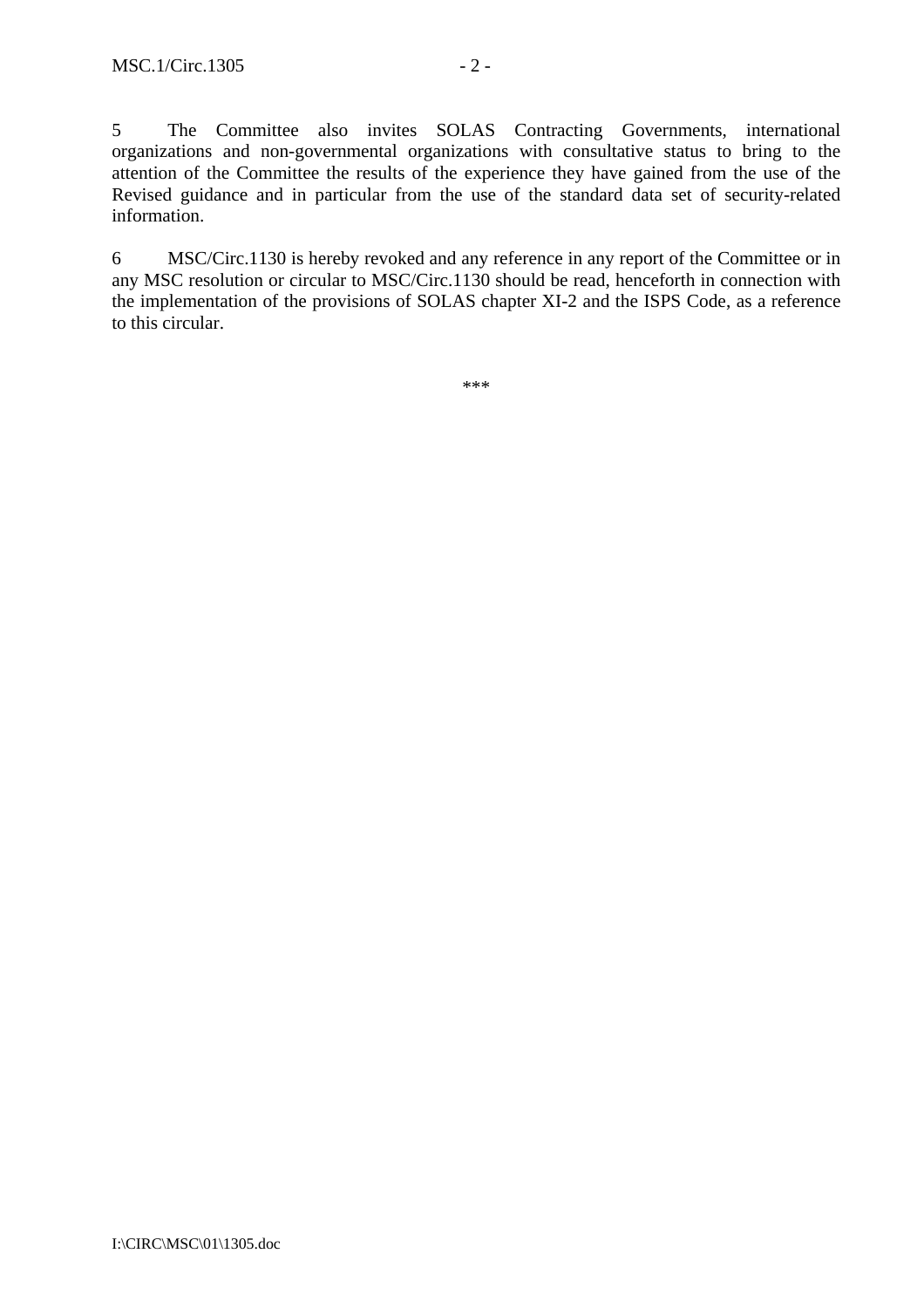5 The Committee also invites SOLAS Contracting Governments, international organizations and non-governmental organizations with consultative status to bring to the attention of the Committee the results of the experience they have gained from the use of the Revised guidance and in particular from the use of the standard data set of security-related information.

6 MSC/Circ.1130 is hereby revoked and any reference in any report of the Committee or in any MSC resolution or circular to MSC/Circ.1130 should be read, henceforth in connection with the implementation of the provisions of SOLAS chapter XI-2 and the ISPS Code, as a reference to this circular.

***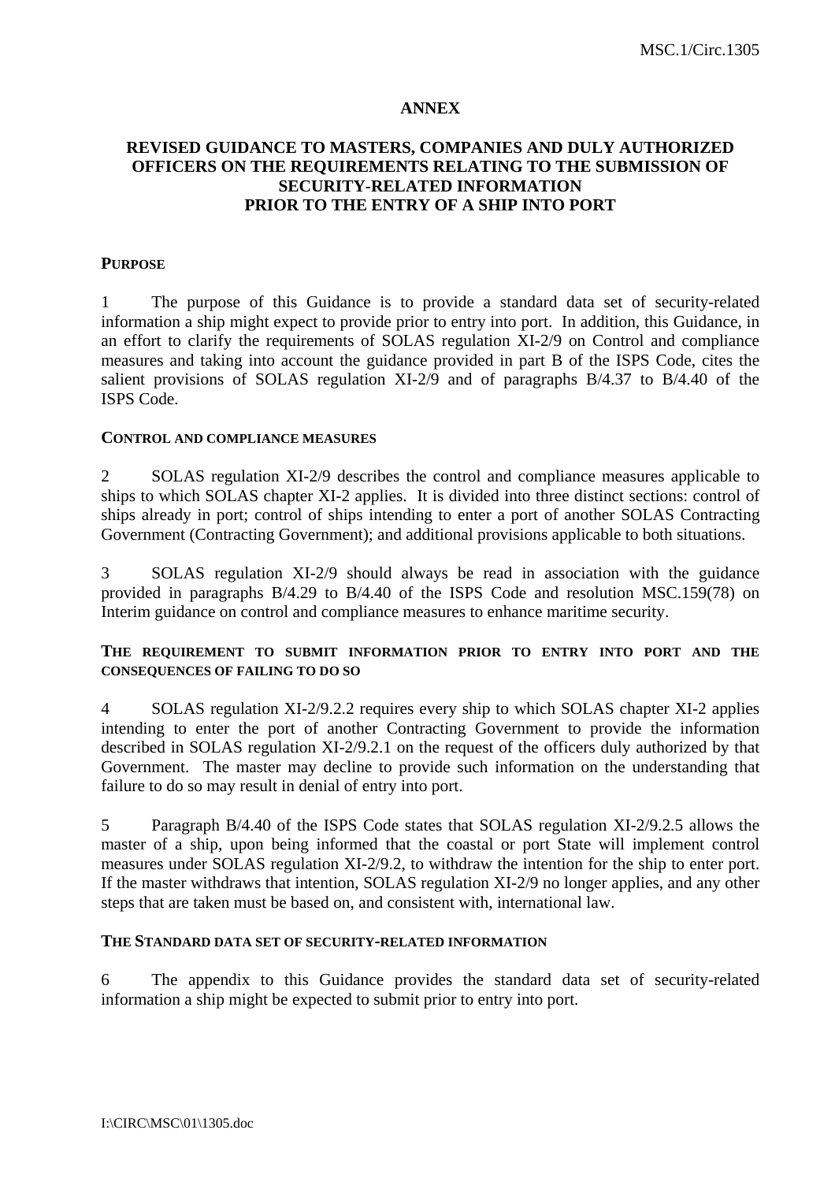## ANNEX

## REVISED GUIDANCE TO MASTERS, COMPANIES AND DULY AUTHORIZED OFFICERS ON THE REQUIREMENTS RELATING TO THE SUBMISSION OF SECURITY-RELATED INFORMATION PRIOR TO THE ENTRY OF A SHIP INTO PORT

### PURPOSE

1 The purpose of this Guidance is to provide a standard data set of security-related information a ship might expect to provide prior to entry into port. In addition, this Guidance, in an effort to clarify the requirements of SOLAS regulation XI-2/9 on Control and compliance measures and taking into account the guidance provided in part B of the ISPS Code, cites the salient provisions of SOLAS regulation XI-2/9 and of paragraphs B/4.37 to B/4.40 of the ISPS Code.

### CONTROL AND COMPLIANCE MEASURES

2 SOLAS regulation XI-2/9 describes the control and compliance measures applicable to ships to which SOLAS chapter XI-2 applies. It is divided into three distinct sections: control of ships already in port; control of ships intending to enter a port of another SOLAS Contracting Government (Contracting Government); and additional provisions applicable to both situations.

3 SOLAS regulation XI-2/9 should always be read in association with the guidance provided in paragraphs B/4.29 to B/4.40 of the ISPS Code and resolution MSC.159(78) on Interim guidance on control and compliance measures to enhance maritime security.

### THE REQUIREMENT TO SUBMIT INFORMATION PRIOR TO ENTRY INTO PORT AND THE CONSEQUENCES OF FAILING TO DO SO

4 SOLAS regulation XI-2/9.2.2 requires every ship to which SOLAS chapter XI-2 applies intending to enter the port of another Contracting Government to provide the information described in SOLAS regulation XI-2/9.2.1 on the request of the officers duly authorized by that Government. The master may decline to provide such information on the understanding that failure to do so may result in denial of entry into port.

5 Paragraph B/4.40 of the ISPS Code states that SOLAS regulation XI-2/9.2.5 allows the master of a ship, upon being informed that the coastal or port State will implement control measures under SOLAS regulation XI-2/9.2, to withdraw the intention for the ship to enter port. If the master withdraws that intention, SOLAS regulation XI-2/9 no longer applies, and any other steps that are taken must be based on, and consistent with, international law.

### THE STANDARD DATA SET OF SECURITY-RELATED INFORMATION

6 The appendix to this Guidance provides the standard data set of security-related information a ship might be expected to submit prior to entry into port.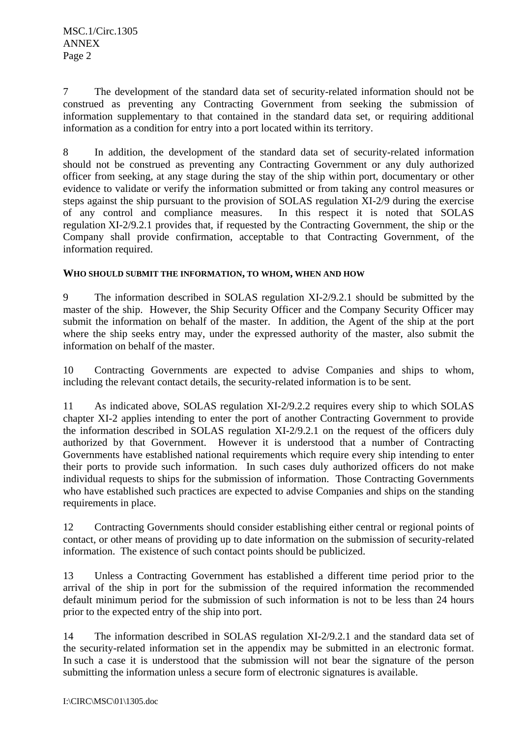7 The development of the standard data set of security-related information should not be construed as preventing any Contracting Government from seeking the submission of information supplementary to that contained in the standard data set, or requiring additional information as a condition for entry into a port located within its territory.

8 In addition, the development of the standard data set of security-related information should not be construed as preventing any Contracting Government or any duly authorized officer from seeking, at any stage during the stay of the ship within port, documentary or other evidence to validate or verify the information submitted or from taking any control measures or steps against the ship pursuant to the provision of SOLAS regulation XI-2/9 during the exercise of any control and compliance measures. In this respect it is noted that SOLAS regulation XI-2/9.2.1 provides that, if requested by the Contracting Government, the ship or the Company shall provide confirmation, acceptable to that Contracting Government, of the information required.

**WHO SHOULD SUBMIT THE INFORMATION, TO WHOM, WHEN AND HOW**

9 The information described in SOLAS regulation XI-2/9.2.1 should be submitted by the master of the ship. However, the Ship Security Officer and the Company Security Officer may submit the information on behalf of the master. In addition, the Agent of the ship at the port where the ship seeks entry may, under the expressed authority of the master, also submit the information on behalf of the master.

10 Contracting Governments are expected to advise Companies and ships to whom, including the relevant contact details, the security-related information is to be sent.

11 As indicated above, SOLAS regulation XI-2/9.2.2 requires every ship to which SOLAS chapter XI-2 applies intending to enter the port of another Contracting Government to provide the information described in SOLAS regulation XI-2/9.2.1 on the request of the officers duly authorized by that Government. However it is understood that a number of Contracting Governments have established national requirements which require every ship intending to enter their ports to provide such information. In such cases duly authorized officers do not make individual requests to ships for the submission of information. Those Contracting Governments who have established such practices are expected to advise Companies and ships on the standing requirements in place.

12 Contracting Governments should consider establishing either central or regional points of contact, or other means of providing up to date information on the submission of security-related information. The existence of such contact points should be publicized.

13 Unless a Contracting Government has established a different time period prior to the arrival of the ship in port for the submission of the required information the recommended default minimum period for the submission of such information is not to be less than 24 hours prior to the expected entry of the ship into port.

14 The information described in SOLAS regulation XI-2/9.2.1 and the standard data set of the security-related information set in the appendix may be submitted in an electronic format. In such a case it is understood that the submission will not bear the signature of the person submitting the information unless a secure form of electronic signatures is available.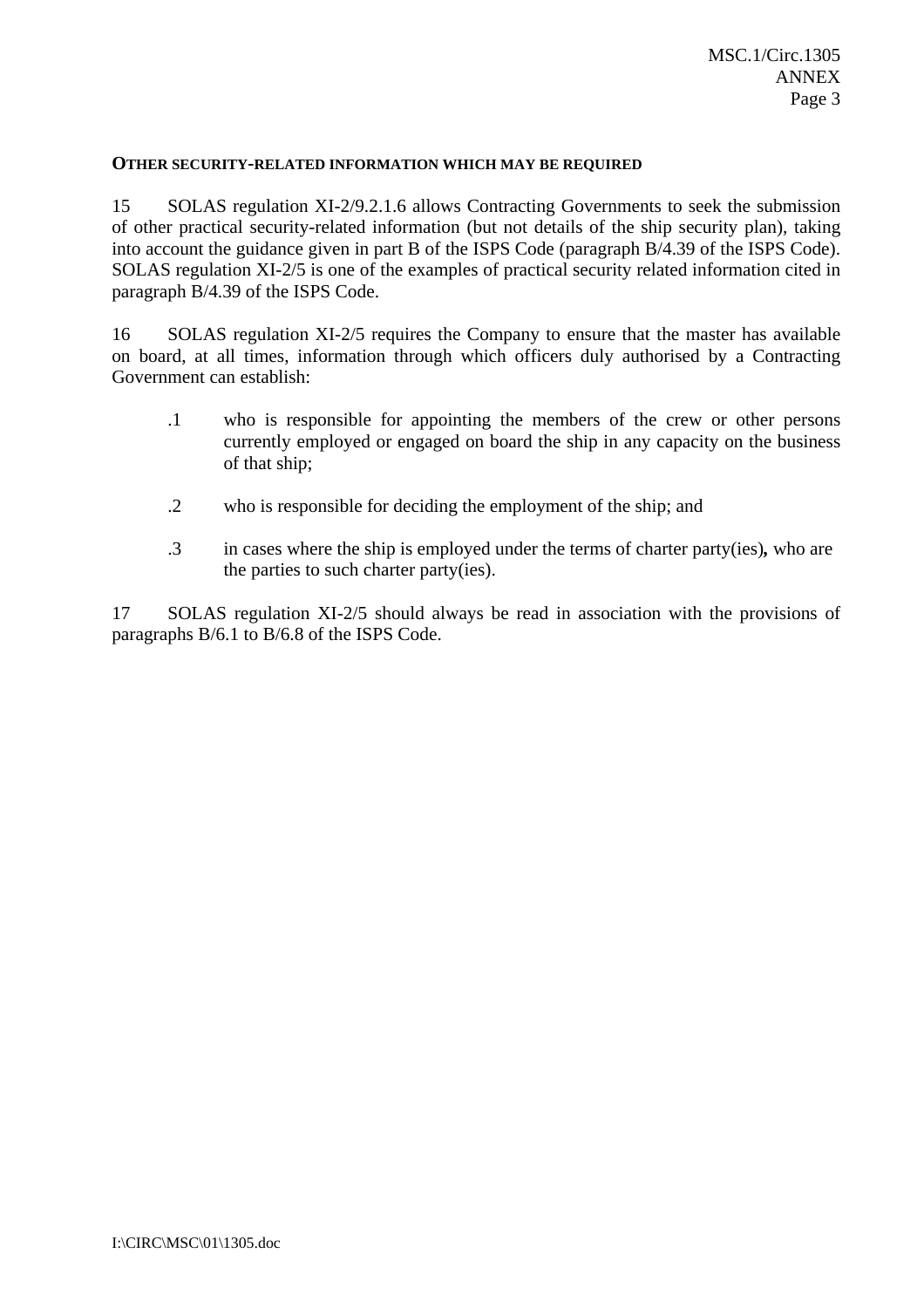## OTHER SECURITY-RELATED INFORMATION WHICH MAY BE REQUIRED

15 SOLAS regulation XI-2/9.2.1.6 allows Contracting Governments to seek the submission of other practical security-related information (but not details of the ship security plan), taking into account the guidance given in part B of the ISPS Code (paragraph B/4.39 of the ISPS Code). SOLAS regulation XI-2/5 is one of the examples of practical security related information cited in paragraph B/4.39 of the ISPS Code.

16 SOLAS regulation XI-2/5 requires the Company to ensure that the master has available on board, at all times, information through which officers duly authorised by a Contracting Government can establish:

.1 who is responsible for appointing the members of the crew or other persons currently employed or engaged on board the ship in any capacity on the business of that ship;

.2 who is responsible for deciding the employment of the ship; and

.3 in cases where the ship is employed under the terms of charter party(ies)**,** who are the parties to such charter party(ies).

17 SOLAS regulation XI-2/5 should always be read in association with the provisions of paragraphs B/6.1 to B/6.8 of the ISPS Code.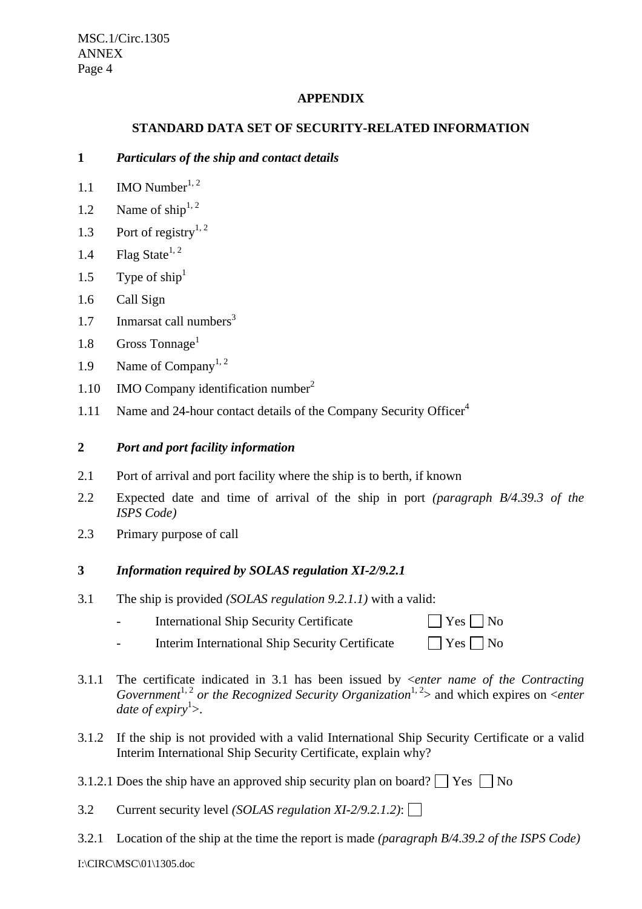**APPENDIX**

**STANDARD DATA SET OF SECURITY-RELATED INFORMATION**

**1 *Particulars of the ship and contact details***

1.1 IMO Number[1, 2]

1.2 Name of ship[1, 2]

1.3 Port of registry[1, 2]

1.4 Flag State[1, 2]

1.5 Type of ship[1]

1.6 Call Sign

1.7 Inmarsat call numbers[3]

1.8 Gross Tonnage[1]

1.9 Name of Company[1, 2]

1.10 IMO Company identification number[2]

1.11 Name and 24-hour contact details of the Company Security Officer[4]

**2 *Port and port facility information***

2.1 Port of arrival and port facility where the ship is to berth, if known

2.2 Expected date and time of arrival of the ship in port *(paragraph B/4.39.3 of the ISPS Code)*

2.3 Primary purpose of call

**3 *Information required by SOLAS regulation XI-2/9.2.1***

3.1 The ship is provided *(SOLAS regulation 9.2.1.1)* with a valid:

- International Ship Security Certificate ☐ Yes ☐ No
- Interim International Ship Security Certificate ☐ Yes ☐ No

3.1.1 The certificate indicated in 3.1 has been issued by <*enter name of the Contracting Government*[1, 2] *or the Recognized Security Organization*[1, 2]> and which expires on <*enter date of expiry*[1]>.

3.1.2 If the ship is not provided with a valid International Ship Security Certificate or a valid Interim International Ship Security Certificate, explain why?

3.1.2.1 Does the ship have an approved ship security plan on board? ☐ Yes ☐ No

3.2 Current security level *(SOLAS regulation XI-2/9.2.1.2)*: ☐

3.2.1 Location of the ship at the time the report is made *(paragraph B/4.39.2 of the ISPS Code)*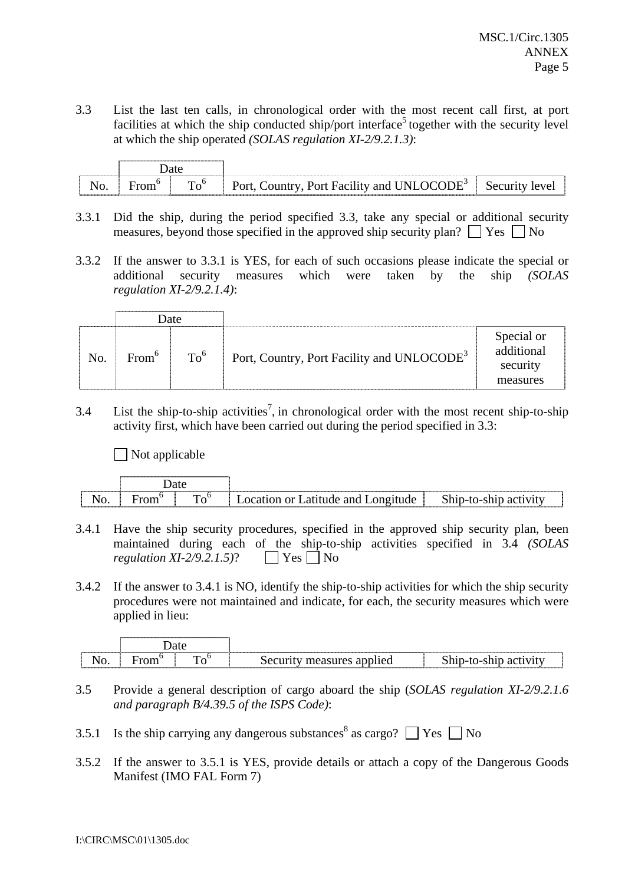3.3 List the last ten calls, in chronological order with the most recent call first, at port facilities at which the ship conducted ship/port interface[5] together with the security level at which the ship operated *(SOLAS regulation XI-2/9.2.1.3)*:

| | Date | | | |
|---|---|---|---|---|
| No. | From[6] | To[6] | Port, Country, Port Facility and UNLOCODE[3] | Security level |

3.3.1 Did the ship, during the period specified 3.3, take any special or additional security measures, beyond those specified in the approved ship security plan? ☐ Yes ☐ No

3.3.2 If the answer to 3.3.1 is YES, for each of such occasions please indicate the special or additional security measures which were taken by the ship *(SOLAS regulation XI-2/9.2.1.4)*:

| | Date | | | |
|---|---|---|---|---|
| No. | From[6] | To[6] | Port, Country, Port Facility and UNLOCODE[3] | Special or additional security measures |

3.4 List the ship-to-ship activities[7], in chronological order with the most recent ship-to-ship activity first, which have been carried out during the period specified in 3.3:

☐ Not applicable

| | Date | | | |
|---|---|---|---|---|
| No. | From[6] | To[6] | Location or Latitude and Longitude | Ship-to-ship activity |

3.4.1 Have the ship security procedures, specified in the approved ship security plan, been maintained during each of the ship-to-ship activities specified in 3.4 *(SOLAS regulation XI-2/9.2.1.5)*? ☐ Yes ☐ No

3.4.2 If the answer to 3.4.1 is NO, identify the ship-to-ship activities for which the ship security procedures were not maintained and indicate, for each, the security measures which were applied in lieu:

| | Date | | | |
|---|---|---|---|---|
| No. | From[6] | To[6] | Security measures applied | Ship-to-ship activity |

3.5 Provide a general description of cargo aboard the ship (*SOLAS regulation XI-2/9.2.1.6 and paragraph B/4.39.5 of the ISPS Code)*:

3.5.1 Is the ship carrying any dangerous substances[8] as cargo? ☐ Yes ☐ No

3.5.2 If the answer to 3.5.1 is YES, provide details or attach a copy of the Dangerous Goods Manifest (IMO FAL Form 7)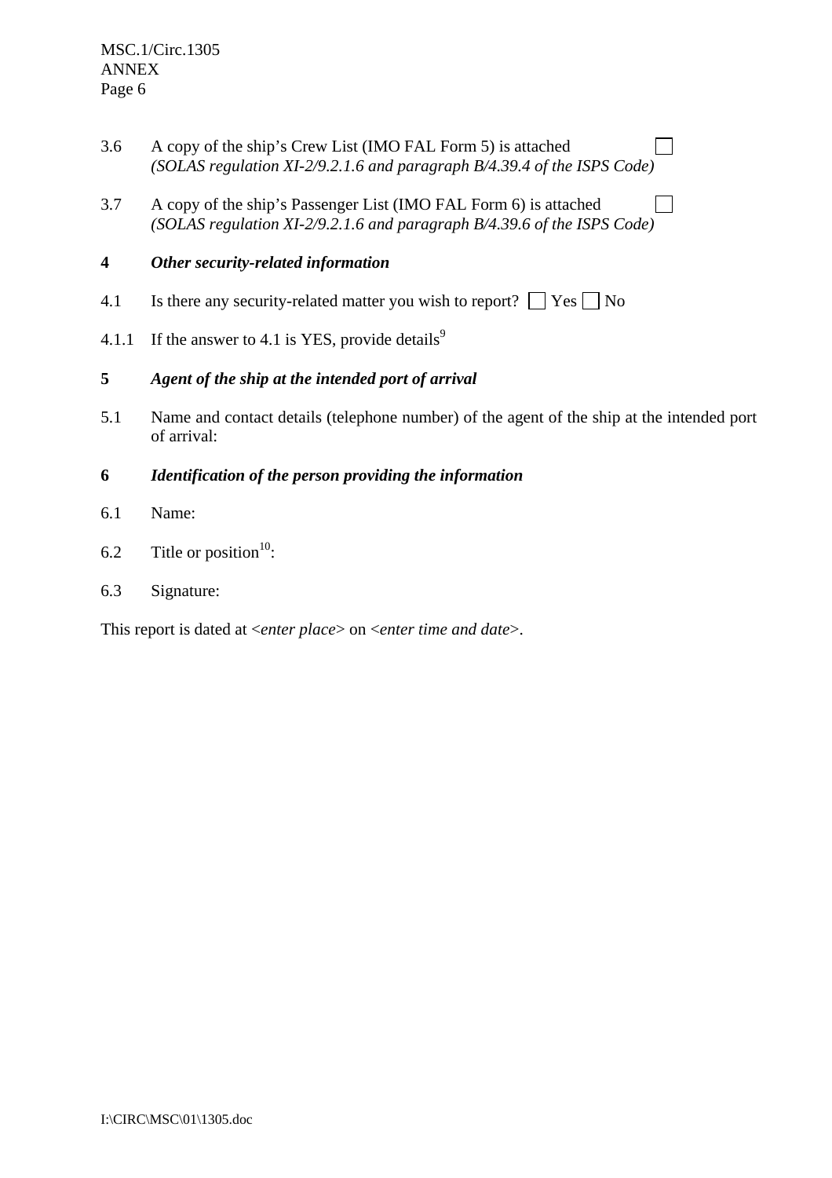3.6 A copy of the ship's Crew List (IMO FAL Form 5) is attached ☐
*(SOLAS regulation XI-2/9.2.1.6 and paragraph B/4.39.4 of the ISPS Code)*

3.7 A copy of the ship's Passenger List (IMO FAL Form 6) is attached ☐
*(SOLAS regulation XI-2/9.2.1.6 and paragraph B/4.39.6 of the ISPS Code)*

## 4 *Other security-related information*

4.1 Is there any security-related matter you wish to report? ☐ Yes ☐ No

4.1.1 If the answer to 4.1 is YES, provide details[9]

## 5 *Agent of the ship at the intended port of arrival*

5.1 Name and contact details (telephone number) of the agent of the ship at the intended port of arrival:

## 6 *Identification of the person providing the information*

6.1 Name:

6.2 Title or position[10]:

6.3 Signature:

This report is dated at <*enter place*> on <*enter time and date*>.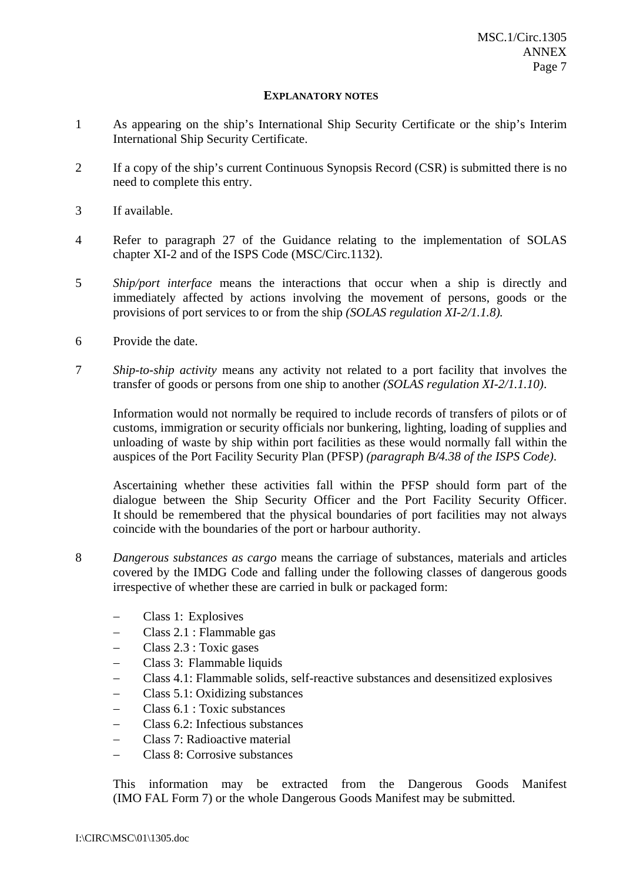## EXPLANATORY NOTES

1 As appearing on the ship's International Ship Security Certificate or the ship's Interim International Ship Security Certificate.

2 If a copy of the ship's current Continuous Synopsis Record (CSR) is submitted there is no need to complete this entry.

3 If available.

4 Refer to paragraph 27 of the Guidance relating to the implementation of SOLAS chapter XI-2 and of the ISPS Code (MSC/Circ.1132).

5 *Ship/port interface* means the interactions that occur when a ship is directly and immediately affected by actions involving the movement of persons, goods or the provisions of port services to or from the ship *(SOLAS regulation XI-2/1.1.8).*

6 Provide the date.

7 *Ship-to-ship activity* means any activity not related to a port facility that involves the transfer of goods or persons from one ship to another *(SOLAS regulation XI-2/1.1.10)*.

Information would not normally be required to include records of transfers of pilots or of customs, immigration or security officials nor bunkering, lighting, loading of supplies and unloading of waste by ship within port facilities as these would normally fall within the auspices of the Port Facility Security Plan (PFSP) *(paragraph B/4.38 of the ISPS Code)*.

Ascertaining whether these activities fall within the PFSP should form part of the dialogue between the Ship Security Officer and the Port Facility Security Officer. It should be remembered that the physical boundaries of port facilities may not always coincide with the boundaries of the port or harbour authority.

8 *Dangerous substances as cargo* means the carriage of substances, materials and articles covered by the IMDG Code and falling under the following classes of dangerous goods irrespective of whether these are carried in bulk or packaged form:

- Class 1: Explosives
- Class 2.1 : Flammable gas
- Class 2.3 : Toxic gases
- Class 3: Flammable liquids
- Class 4.1: Flammable solids, self-reactive substances and desensitized explosives
- Class 5.1: Oxidizing substances
- Class 6.1 : Toxic substances
- Class 6.2: Infectious substances
- Class 7: Radioactive material
- Class 8: Corrosive substances

This information may be extracted from the Dangerous Goods Manifest (IMO FAL Form 7) or the whole Dangerous Goods Manifest may be submitted.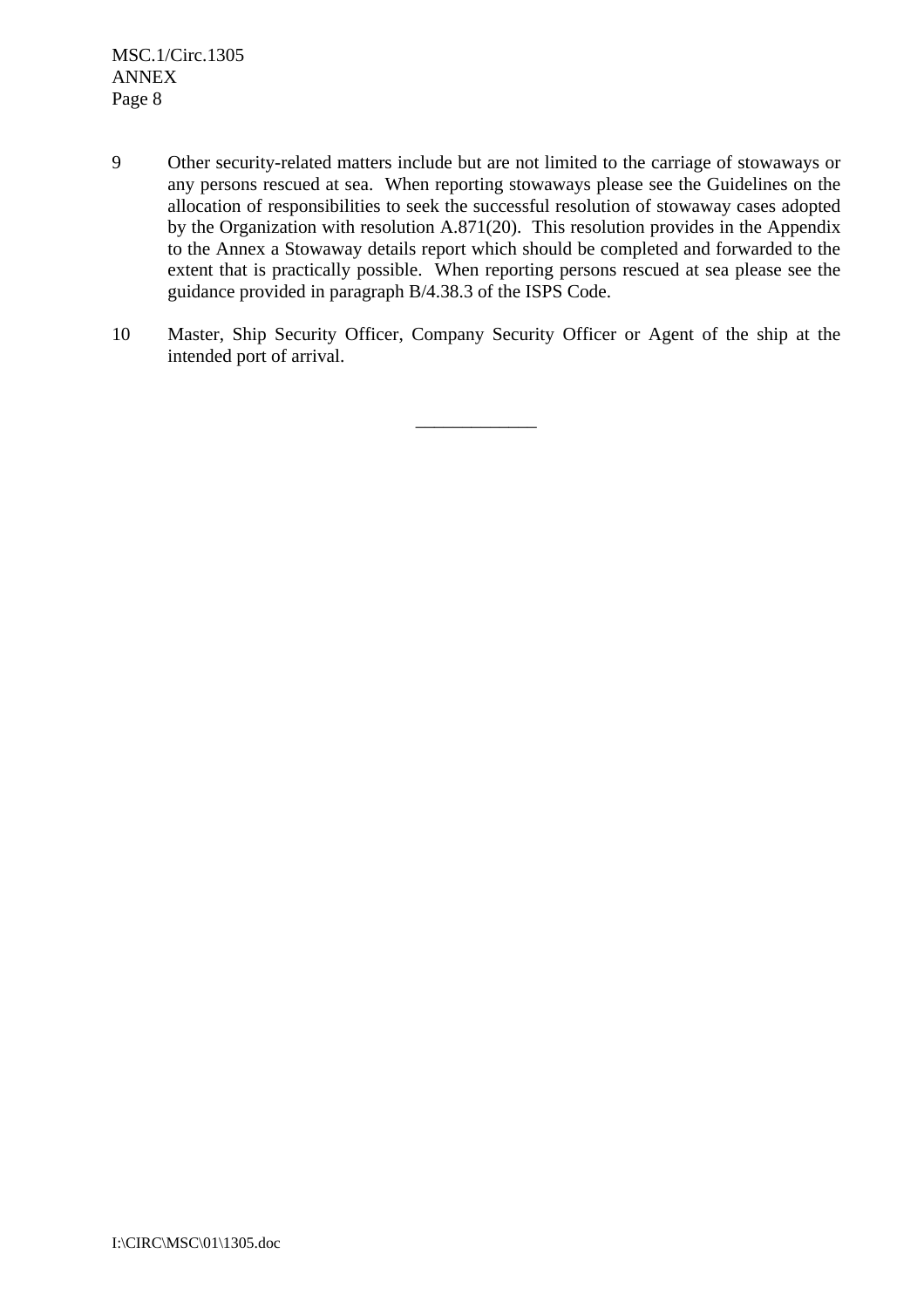9 Other security-related matters include but are not limited to the carriage of stowaways or any persons rescued at sea. When reporting stowaways please see the Guidelines on the allocation of responsibilities to seek the successful resolution of stowaway cases adopted by the Organization with resolution A.871(20). This resolution provides in the Appendix to the Annex a Stowaway details report which should be completed and forwarded to the extent that is practically possible. When reporting persons rescued at sea please see the guidance provided in paragraph B/4.38.3 of the ISPS Code.

10 Master, Ship Security Officer, Company Security Officer or Agent of the ship at the intended port of arrival.

\_\_\_\_\_\_\_\_\_\_\_\_